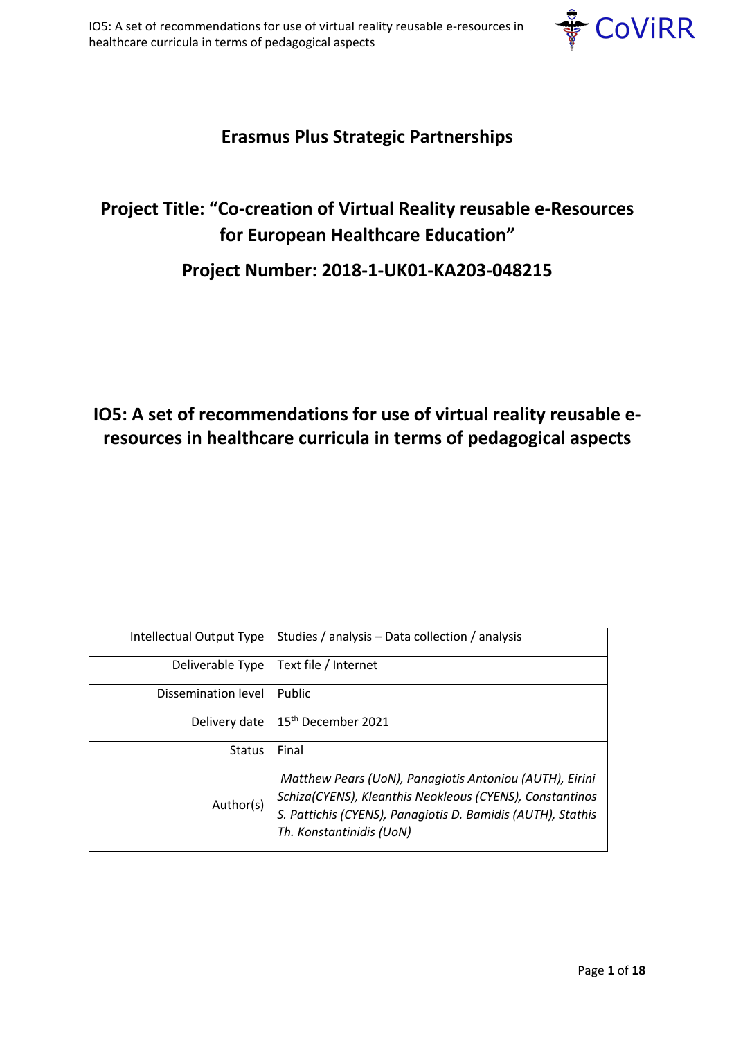## Erasmus Plus Strategic Partnerships

## Project Title: "Co-creation of Virtual Reality reusable e-Resources for European Healthcare Education"

## Project Number: 2018-1-UK01-KA203-048215

# IO5: A set of recommendations for use of virtual reality reusable e-resources in healthcare curricula in terms of pedagogical aspects

| | |
|---|---|
| Intellectual Output Type | Studies / analysis – Data collection / analysis |
| Deliverable Type | Text file / Internet |
| Dissemination level | Public |
| Delivery date | 15th December 2021 |
| Status | Final |
| Author(s) | *Matthew Pears (UoN), Panagiotis Antoniou (AUTH), Eirini Schiza(CYENS), Kleanthis Neokleous (CYENS), Constantinos S. Pattichis (CYENS), Panagiotis D. Bamidis (AUTH), Stathis Th. Konstantinidis (UoN)* |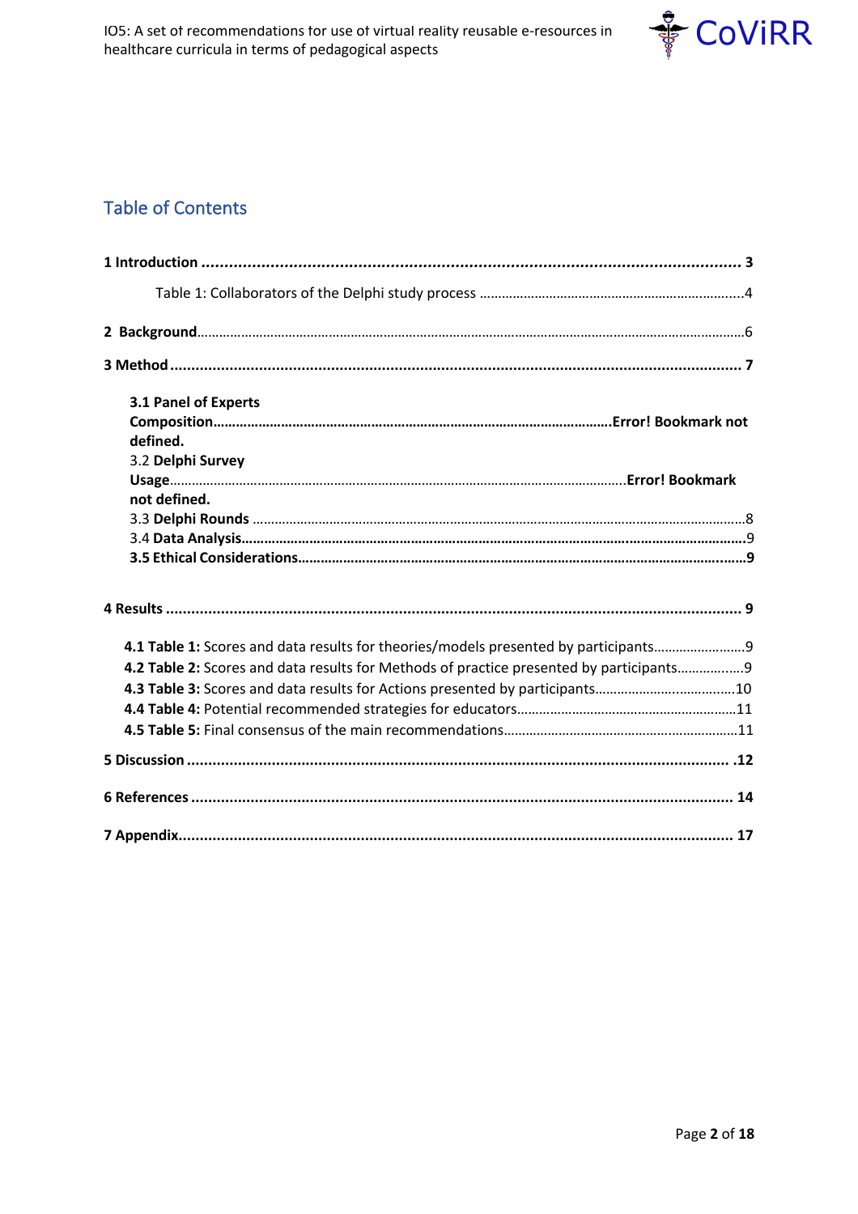## Table of Contents

**1 Introduction** ........................................................................................................................ **3**

Table 1: Collaborators of the Delphi study process .........................................................................4

**2 Background**.....................................................................................................................................6

**3 Method** ............................................................................................................................... **7**

**3.1 Panel of Experts Composition**.........................................................................................................**Error! Bookmark not defined.**

3.2 **Delphi Survey Usage**.........................................................................................................**Error! Bookmark not defined.**

3.3 **Delphi Rounds** .........................................................................................................................8

3.4 **Data Analysis**.........................................................................................................................9

**3.5 Ethical Considerations**.........................................................................................................**9**

**4 Results** ............................................................................................................................... **9**

**4.1 Table 1:** Scores and data results for theories/models presented by participants.........................9

**4.2 Table 2:** Scores and data results for Methods of practice presented by participants.................9

**4.3 Table 3:** Scores and data results for Actions presented by participants.....................................10

**4.4 Table 4:** Potential recommended strategies for educators...........................................................11

**4.5 Table 5:** Final consensus of the main recommendations...............................................................11

**5 Discussion** ............................................................................................................................... **.12**

**6 References** ............................................................................................................................... **14**

**7 Appendix**................................................................................................................................... **17**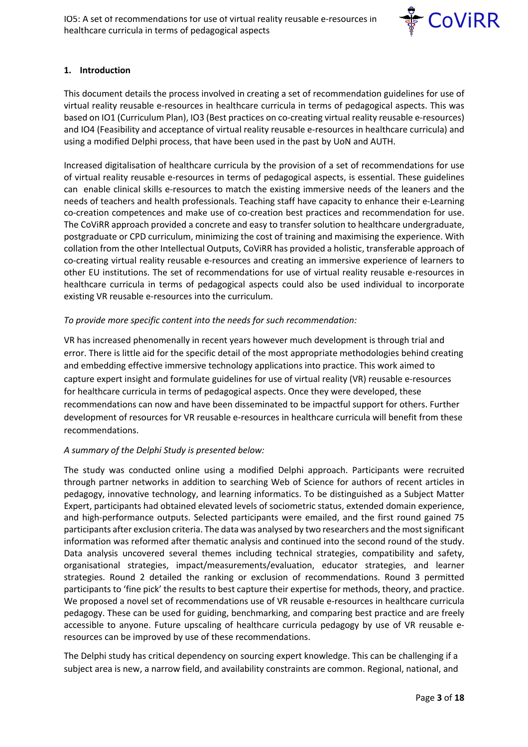## 1. Introduction

This document details the process involved in creating a set of recommendation guidelines for use of virtual reality reusable e-resources in healthcare curricula in terms of pedagogical aspects. This was based on IO1 (Curriculum Plan), IO3 (Best practices on co-creating virtual reality reusable e-resources) and IO4 (Feasibility and acceptance of virtual reality reusable e-resources in healthcare curricula) and using a modified Delphi process, that have been used in the past by UoN and AUTH.

Increased digitalisation of healthcare curricula by the provision of a set of recommendations for use of virtual reality reusable e-resources in terms of pedagogical aspects, is essential. These guidelines can enable clinical skills e-resources to match the existing immersive needs of the leaners and the needs of teachers and health professionals. Teaching staff have capacity to enhance their e-Learning co-creation competences and make use of co-creation best practices and recommendation for use. The CoViRR approach provided a concrete and easy to transfer solution to healthcare undergraduate, postgraduate or CPD curriculum, minimizing the cost of training and maximising the experience. With collation from the other Intellectual Outputs, CoViRR has provided a holistic, transferable approach of co-creating virtual reality reusable e-resources and creating an immersive experience of learners to other EU institutions. The set of recommendations for use of virtual reality reusable e-resources in healthcare curricula in terms of pedagogical aspects could also be used individual to incorporate existing VR reusable e-resources into the curriculum.

*To provide more specific content into the needs for such recommendation:*

VR has increased phenomenally in recent years however much development is through trial and error. There is little aid for the specific detail of the most appropriate methodologies behind creating and embedding effective immersive technology applications into practice. This work aimed to capture expert insight and formulate guidelines for use of virtual reality (VR) reusable e-resources for healthcare curricula in terms of pedagogical aspects. Once they were developed, these recommendations can now and have been disseminated to be impactful support for others. Further development of resources for VR reusable e-resources in healthcare curricula will benefit from these recommendations.

*A summary of the Delphi Study is presented below:*

The study was conducted online using a modified Delphi approach. Participants were recruited through partner networks in addition to searching Web of Science for authors of recent articles in pedagogy, innovative technology, and learning informatics. To be distinguished as a Subject Matter Expert, participants had obtained elevated levels of sociometric status, extended domain experience, and high-performance outputs. Selected participants were emailed, and the first round gained 75 participants after exclusion criteria. The data was analysed by two researchers and the most significant information was reformed after thematic analysis and continued into the second round of the study. Data analysis uncovered several themes including technical strategies, compatibility and safety, organisational strategies, impact/measurements/evaluation, educator strategies, and learner strategies. Round 2 detailed the ranking or exclusion of recommendations. Round 3 permitted participants to 'fine pick' the results to best capture their expertise for methods, theory, and practice. We proposed a novel set of recommendations use of VR reusable e-resources in healthcare curricula pedagogy. These can be used for guiding, benchmarking, and comparing best practice and are freely accessible to anyone. Future upscaling of healthcare curricula pedagogy by use of VR reusable e-resources can be improved by use of these recommendations.

The Delphi study has critical dependency on sourcing expert knowledge. This can be challenging if a subject area is new, a narrow field, and availability constraints are common. Regional, national, and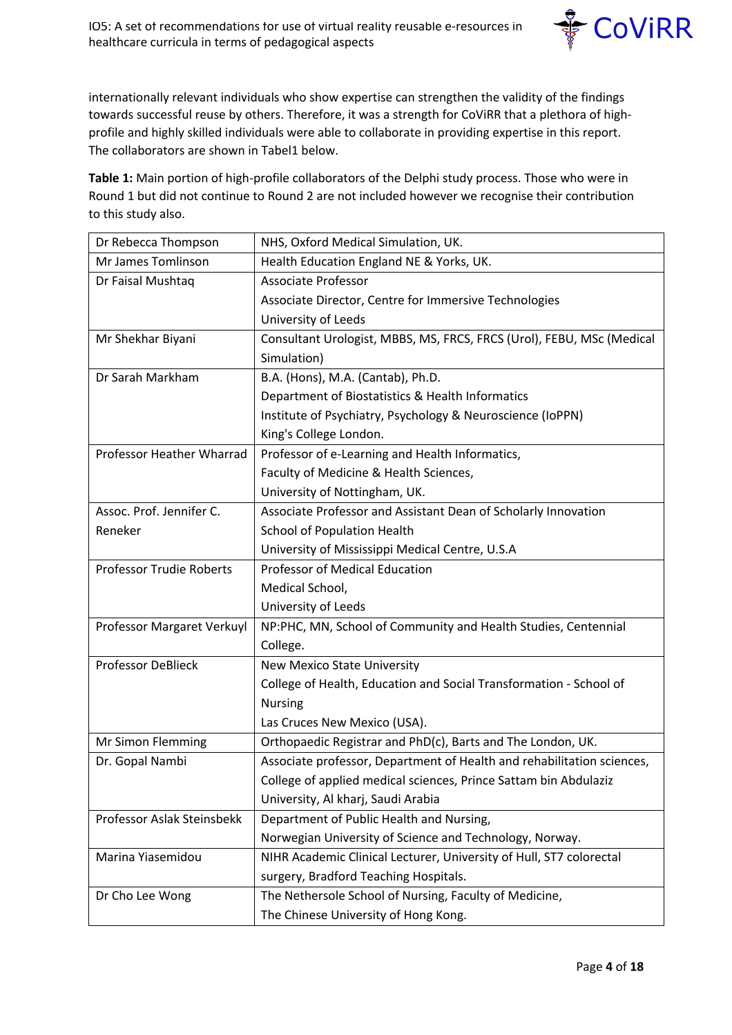internationally relevant individuals who show expertise can strengthen the validity of the findings towards successful reuse by others. Therefore, it was a strength for CoViRR that a plethora of high-profile and highly skilled individuals were able to collaborate in providing expertise in this report. The collaborators are shown in Tabel1 below.

**Table 1:** Main portion of high-profile collaborators of the Delphi study process. Those who were in Round 1 but did not continue to Round 2 are not included however we recognise their contribution to this study also.

| | |
|---|---|
| Dr Rebecca Thompson | NHS, Oxford Medical Simulation, UK. |
| Mr James Tomlinson | Health Education England NE & Yorks, UK. |
| Dr Faisal Mushtaq | Associate Professor<br>Associate Director, Centre for Immersive Technologies<br>University of Leeds |
| Mr Shekhar Biyani | Consultant Urologist, MBBS, MS, FRCS, FRCS (Urol), FEBU, MSc (Medical Simulation) |
| Dr Sarah Markham | B.A. (Hons), M.A. (Cantab), Ph.D.<br>Department of Biostatistics & Health Informatics<br>Institute of Psychiatry, Psychology & Neuroscience (IoPPN)<br>King's College London. |
| Professor Heather Wharrad | Professor of e-Learning and Health Informatics,<br>Faculty of Medicine & Health Sciences,<br>University of Nottingham, UK. |
| Assoc. Prof. Jennifer C. Reneker | Associate Professor and Assistant Dean of Scholarly Innovation<br>School of Population Health<br>University of Mississippi Medical Centre, U.S.A |
| Professor Trudie Roberts | Professor of Medical Education<br>Medical School,<br>University of Leeds |
| Professor Margaret Verkuyl | NP:PHC, MN, School of Community and Health Studies, Centennial College. |
| Professor DeBlieck | New Mexico State University<br>College of Health, Education and Social Transformation - School of Nursing<br>Las Cruces New Mexico (USA). |
| Mr Simon Flemming | Orthopaedic Registrar and PhD(c), Barts and The London, UK. |
| Dr. Gopal Nambi | Associate professor, Department of Health and rehabilitation sciences, College of applied medical sciences, Prince Sattam bin Abdulaziz University, Al kharj, Saudi Arabia |
| Professor Aslak Steinsbekk | Department of Public Health and Nursing,<br>Norwegian University of Science and Technology, Norway. |
| Marina Yiasemidou | NIHR Academic Clinical Lecturer, University of Hull, ST7 colorectal surgery, Bradford Teaching Hospitals. |
| Dr Cho Lee Wong | The Nethersole School of Nursing, Faculty of Medicine,<br>The Chinese University of Hong Kong. |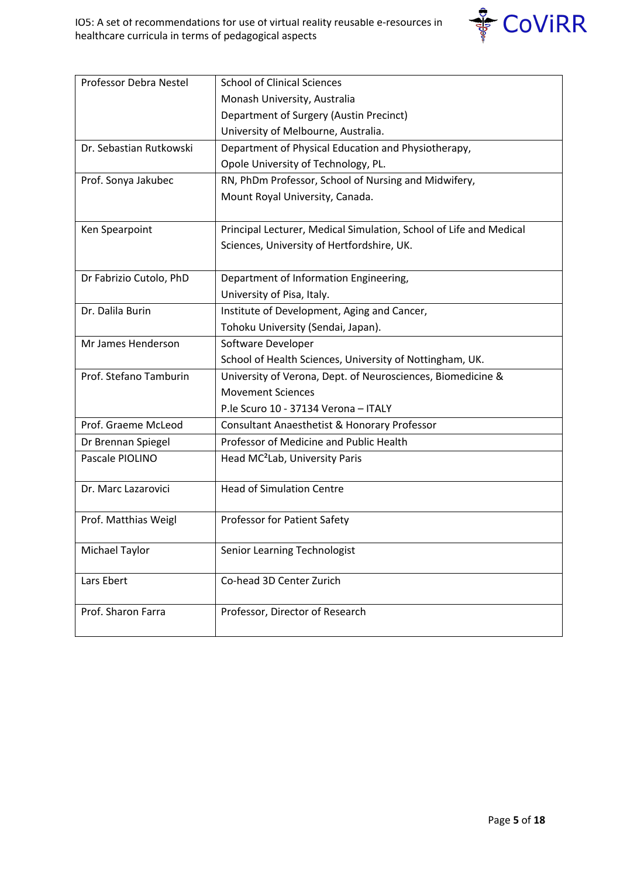| | |
|---|---|
| Professor Debra Nestel | School of Clinical Sciences<br>Monash University, Australia<br>Department of Surgery (Austin Precinct)<br>University of Melbourne, Australia. |
| Dr. Sebastian Rutkowski | Department of Physical Education and Physiotherapy,<br>Opole University of Technology, PL. |
| Prof. Sonya Jakubec | RN, PhDm Professor, School of Nursing and Midwifery,<br>Mount Royal University, Canada. |
| Ken Spearpoint | Principal Lecturer, Medical Simulation, School of Life and Medical Sciences, University of Hertfordshire, UK. |
| Dr Fabrizio Cutolo, PhD | Department of Information Engineering,<br>University of Pisa, Italy. |
| Dr. Dalila Burin | Institute of Development, Aging and Cancer,<br>Tohoku University (Sendai, Japan). |
| Mr James Henderson | Software Developer<br>School of Health Sciences, University of Nottingham, UK. |
| Prof. Stefano Tamburin | University of Verona, Dept. of Neurosciences, Biomedicine & Movement Sciences<br>P.le Scuro 10 - 37134 Verona – ITALY |
| Prof. Graeme McLeod | Consultant Anaesthetist & Honorary Professor |
| Dr Brennan Spiegel | Professor of Medicine and Public Health |
| Pascale PIOLINO | Head MC²Lab, University Paris |
| Dr. Marc Lazarovici | Head of Simulation Centre |
| Prof. Matthias Weigl | Professor for Patient Safety |
| Michael Taylor | Senior Learning Technologist |
| Lars Ebert | Co-head 3D Center Zurich |
| Prof. Sharon Farra | Professor, Director of Research |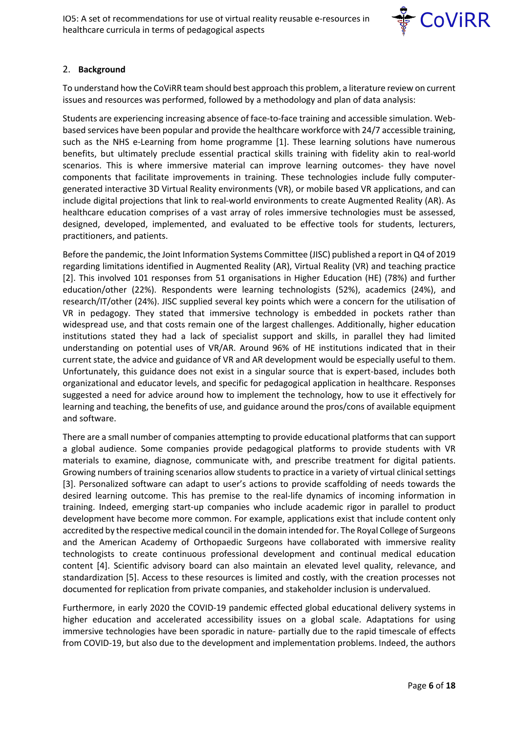## 2. **Background**

To understand how the CoViRR team should best approach this problem, a literature review on current issues and resources was performed, followed by a methodology and plan of data analysis:

Students are experiencing increasing absence of face-to-face training and accessible simulation. Web-based services have been popular and provide the healthcare workforce with 24/7 accessible training, such as the NHS e-Learning from home programme [1]. These learning solutions have numerous benefits, but ultimately preclude essential practical skills training with fidelity akin to real-world scenarios. This is where immersive material can improve learning outcomes- they have novel components that facilitate improvements in training. These technologies include fully computer-generated interactive 3D Virtual Reality environments (VR), or mobile based VR applications, and can include digital projections that link to real-world environments to create Augmented Reality (AR). As healthcare education comprises of a vast array of roles immersive technologies must be assessed, designed, developed, implemented, and evaluated to be effective tools for students, lecturers, practitioners, and patients.

Before the pandemic, the Joint Information Systems Committee (JISC) published a report in Q4 of 2019 regarding limitations identified in Augmented Reality (AR), Virtual Reality (VR) and teaching practice [2]. This involved 101 responses from 51 organisations in Higher Education (HE) (78%) and further education/other (22%). Respondents were learning technologists (52%), academics (24%), and research/IT/other (24%). JISC supplied several key points which were a concern for the utilisation of VR in pedagogy. They stated that immersive technology is embedded in pockets rather than widespread use, and that costs remain one of the largest challenges. Additionally, higher education institutions stated they had a lack of specialist support and skills, in parallel they had limited understanding on potential uses of VR/AR. Around 96% of HE institutions indicated that in their current state, the advice and guidance of VR and AR development would be especially useful to them. Unfortunately, this guidance does not exist in a singular source that is expert-based, includes both organizational and educator levels, and specific for pedagogical application in healthcare. Responses suggested a need for advice around how to implement the technology, how to use it effectively for learning and teaching, the benefits of use, and guidance around the pros/cons of available equipment and software.

There are a small number of companies attempting to provide educational platforms that can support a global audience. Some companies provide pedagogical platforms to provide students with VR materials to examine, diagnose, communicate with, and prescribe treatment for digital patients. Growing numbers of training scenarios allow students to practice in a variety of virtual clinical settings [3]. Personalized software can adapt to user's actions to provide scaffolding of needs towards the desired learning outcome. This has premise to the real-life dynamics of incoming information in training. Indeed, emerging start-up companies who include academic rigor in parallel to product development have become more common. For example, applications exist that include content only accredited by the respective medical council in the domain intended for. The Royal College of Surgeons and the American Academy of Orthopaedic Surgeons have collaborated with immersive reality technologists to create continuous professional development and continual medical education content [4]. Scientific advisory board can also maintain an elevated level quality, relevance, and standardization [5]. Access to these resources is limited and costly, with the creation processes not documented for replication from private companies, and stakeholder inclusion is undervalued.

Furthermore, in early 2020 the COVID-19 pandemic effected global educational delivery systems in higher education and accelerated accessibility issues on a global scale. Adaptations for using immersive technologies have been sporadic in nature- partially due to the rapid timescale of effects from COVID-19, but also due to the development and implementation problems. Indeed, the authors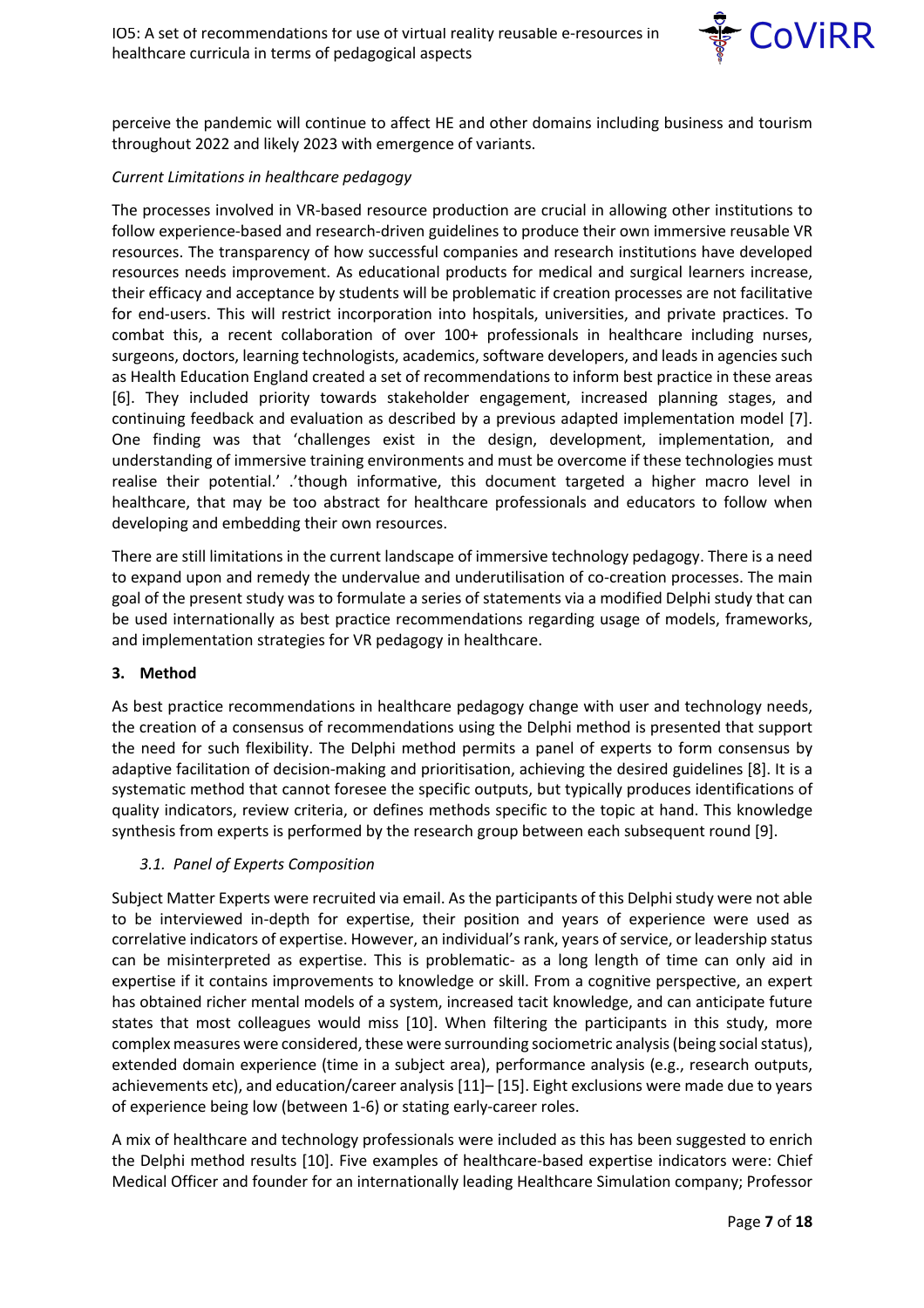perceive the pandemic will continue to affect HE and other domains including business and tourism throughout 2022 and likely 2023 with emergence of variants.

*Current Limitations in healthcare pedagogy*

The processes involved in VR-based resource production are crucial in allowing other institutions to follow experience-based and research-driven guidelines to produce their own immersive reusable VR resources. The transparency of how successful companies and research institutions have developed resources needs improvement. As educational products for medical and surgical learners increase, their efficacy and acceptance by students will be problematic if creation processes are not facilitative for end-users. This will restrict incorporation into hospitals, universities, and private practices. To combat this, a recent collaboration of over 100+ professionals in healthcare including nurses, surgeons, doctors, learning technologists, academics, software developers, and leads in agencies such as Health Education England created a set of recommendations to inform best practice in these areas [6]. They included priority towards stakeholder engagement, increased planning stages, and continuing feedback and evaluation as described by a previous adapted implementation model [7]. One finding was that 'challenges exist in the design, development, implementation, and understanding of immersive training environments and must be overcome if these technologies must realise their potential.' .'though informative, this document targeted a higher macro level in healthcare, that may be too abstract for healthcare professionals and educators to follow when developing and embedding their own resources.

There are still limitations in the current landscape of immersive technology pedagogy. There is a need to expand upon and remedy the undervalue and underutilisation of co-creation processes. The main goal of the present study was to formulate a series of statements via a modified Delphi study that can be used internationally as best practice recommendations regarding usage of models, frameworks, and implementation strategies for VR pedagogy in healthcare.

## 3. Method

As best practice recommendations in healthcare pedagogy change with user and technology needs, the creation of a consensus of recommendations using the Delphi method is presented that support the need for such flexibility. The Delphi method permits a panel of experts to form consensus by adaptive facilitation of decision-making and prioritisation, achieving the desired guidelines [8]. It is a systematic method that cannot foresee the specific outputs, but typically produces identifications of quality indicators, review criteria, or defines methods specific to the topic at hand. This knowledge synthesis from experts is performed by the research group between each subsequent round [9].

### *3.1. Panel of Experts Composition*

Subject Matter Experts were recruited via email. As the participants of this Delphi study were not able to be interviewed in-depth for expertise, their position and years of experience were used as correlative indicators of expertise. However, an individual's rank, years of service, or leadership status can be misinterpreted as expertise. This is problematic- as a long length of time can only aid in expertise if it contains improvements to knowledge or skill. From a cognitive perspective, an expert has obtained richer mental models of a system, increased tacit knowledge, and can anticipate future states that most colleagues would miss [10]. When filtering the participants in this study, more complex measures were considered, these were surrounding sociometric analysis (being social status), extended domain experience (time in a subject area), performance analysis (e.g., research outputs, achievements etc), and education/career analysis [11]– [15]. Eight exclusions were made due to years of experience being low (between 1-6) or stating early-career roles.

A mix of healthcare and technology professionals were included as this has been suggested to enrich the Delphi method results [10]. Five examples of healthcare-based expertise indicators were: Chief Medical Officer and founder for an internationally leading Healthcare Simulation company; Professor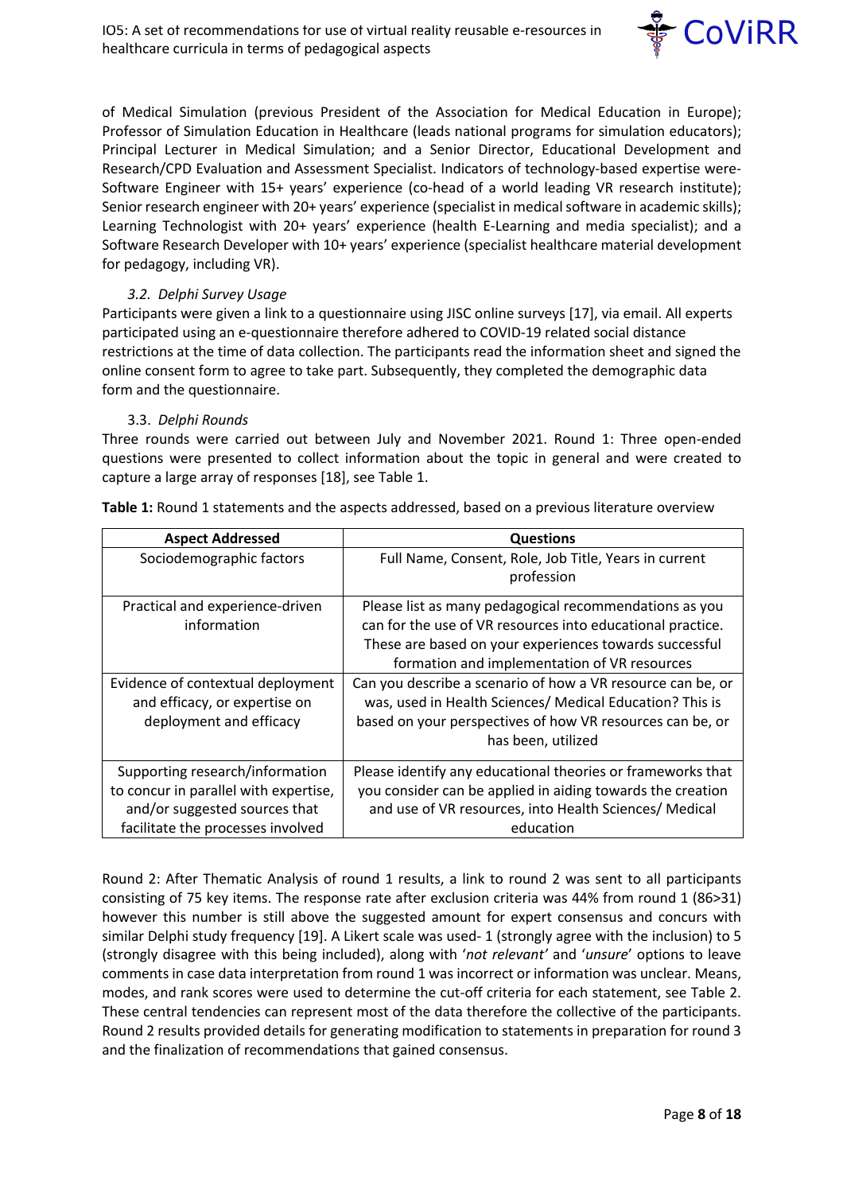of Medical Simulation (previous President of the Association for Medical Education in Europe); Professor of Simulation Education in Healthcare (leads national programs for simulation educators); Principal Lecturer in Medical Simulation; and a Senior Director, Educational Development and Research/CPD Evaluation and Assessment Specialist. Indicators of technology-based expertise were- Software Engineer with 15+ years' experience (co-head of a world leading VR research institute); Senior research engineer with 20+ years' experience (specialist in medical software in academic skills); Learning Technologist with 20+ years' experience (health E-Learning and media specialist); and a Software Research Developer with 10+ years' experience (specialist healthcare material development for pedagogy, including VR).

### *3.2. Delphi Survey Usage*

Participants were given a link to a questionnaire using JISC online surveys [17], via email. All experts participated using an e-questionnaire therefore adhered to COVID-19 related social distance restrictions at the time of data collection. The participants read the information sheet and signed the online consent form to agree to take part. Subsequently, they completed the demographic data form and the questionnaire.

### 3.3. *Delphi Rounds*

Three rounds were carried out between July and November 2021. Round 1: Three open-ended questions were presented to collect information about the topic in general and were created to capture a large array of responses [18], see Table 1.

**Table 1:** Round 1 statements and the aspects addressed, based on a previous literature overview

| Aspect Addressed | Questions |
|---|---|
| Sociodemographic factors | Full Name, Consent, Role, Job Title, Years in current profession |
| Practical and experience-driven information | Please list as many pedagogical recommendations as you can for the use of VR resources into educational practice. These are based on your experiences towards successful formation and implementation of VR resources |
| Evidence of contextual deployment and efficacy, or expertise on deployment and efficacy | Can you describe a scenario of how a VR resource can be, or was, used in Health Sciences/ Medical Education? This is based on your perspectives of how VR resources can be, or has been, utilized |
| Supporting research/information to concur in parallel with expertise, and/or suggested sources that facilitate the processes involved | Please identify any educational theories or frameworks that you consider can be applied in aiding towards the creation and use of VR resources, into Health Sciences/ Medical education |

Round 2: After Thematic Analysis of round 1 results, a link to round 2 was sent to all participants consisting of 75 key items. The response rate after exclusion criteria was 44% from round 1 (86>31) however this number is still above the suggested amount for expert consensus and concurs with similar Delphi study frequency [19]. A Likert scale was used- 1 (strongly agree with the inclusion) to 5 (strongly disagree with this being included), along with '*not relevant*' and '*unsure*' options to leave comments in case data interpretation from round 1 was incorrect or information was unclear. Means, modes, and rank scores were used to determine the cut-off criteria for each statement, see Table 2. These central tendencies can represent most of the data therefore the collective of the participants. Round 2 results provided details for generating modification to statements in preparation for round 3 and the finalization of recommendations that gained consensus.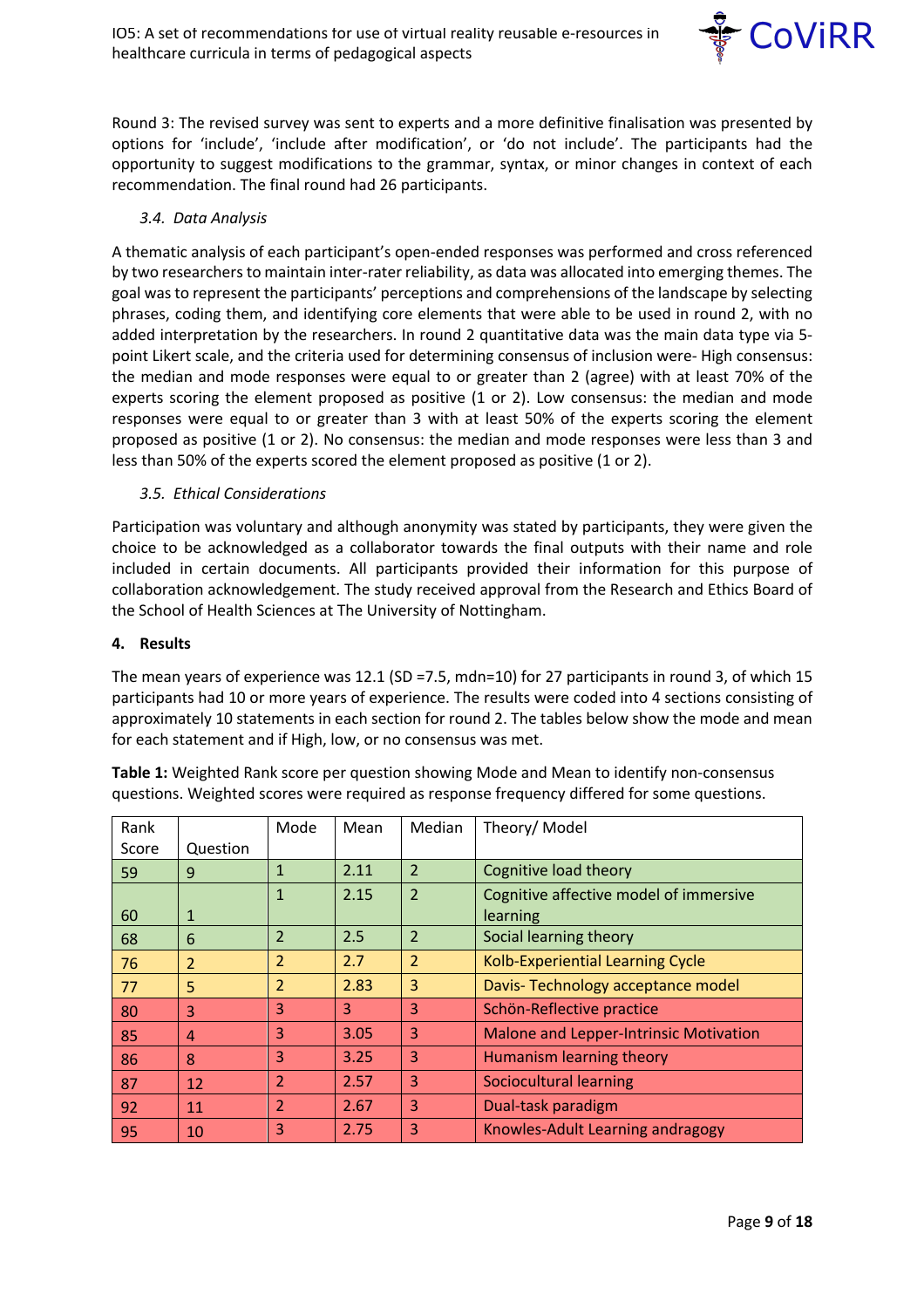Round 3: The revised survey was sent to experts and a more definitive finalisation was presented by options for 'include', 'include after modification', or 'do not include'. The participants had the opportunity to suggest modifications to the grammar, syntax, or minor changes in context of each recommendation. The final round had 26 participants.

### 3.4. Data Analysis

A thematic analysis of each participant's open-ended responses was performed and cross referenced by two researchers to maintain inter-rater reliability, as data was allocated into emerging themes. The goal was to represent the participants' perceptions and comprehensions of the landscape by selecting phrases, coding them, and identifying core elements that were able to be used in round 2, with no added interpretation by the researchers. In round 2 quantitative data was the main data type via 5-point Likert scale, and the criteria used for determining consensus of inclusion were- High consensus: the median and mode responses were equal to or greater than 2 (agree) with at least 70% of the experts scoring the element proposed as positive (1 or 2). Low consensus: the median and mode responses were equal to or greater than 3 with at least 50% of the experts scoring the element proposed as positive (1 or 2). No consensus: the median and mode responses were less than 3 and less than 50% of the experts scored the element proposed as positive (1 or 2).

### 3.5. Ethical Considerations

Participation was voluntary and although anonymity was stated by participants, they were given the choice to be acknowledged as a collaborator towards the final outputs with their name and role included in certain documents. All participants provided their information for this purpose of collaboration acknowledgement. The study received approval from the Research and Ethics Board of the School of Health Sciences at The University of Nottingham.

## 4. Results

The mean years of experience was 12.1 (SD =7.5, mdn=10) for 27 participants in round 3, of which 15 participants had 10 or more years of experience. The results were coded into 4 sections consisting of approximately 10 statements in each section for round 2. The tables below show the mode and mean for each statement and if High, low, or no consensus was met.

**Table 1:** Weighted Rank score per question showing Mode and Mean to identify non-consensus questions. Weighted scores were required as response frequency differed for some questions.

| Rank Score | Question | Mode | Mean | Median | Theory/ Model |
|---|---|---|---|---|---|
| 59 | 9 | 1 | 2.11 | 2 | Cognitive load theory |
| 60 | 1 | 1 | 2.15 | 2 | Cognitive affective model of immersive learning |
| 68 | 6 | 2 | 2.5 | 2 | Social learning theory |
| 76 | 2 | 2 | 2.7 | 2 | Kolb-Experiential Learning Cycle |
| 77 | 5 | 2 | 2.83 | 3 | Davis- Technology acceptance model |
| 80 | 3 | 3 | 3 | 3 | Schön-Reflective practice |
| 85 | 4 | 3 | 3.05 | 3 | Malone and Lepper-Intrinsic Motivation |
| 86 | 8 | 3 | 3.25 | 3 | Humanism learning theory |
| 87 | 12 | 2 | 2.57 | 3 | Sociocultural learning |
| 92 | 11 | 2 | 2.67 | 3 | Dual-task paradigm |
| 95 | 10 | 3 | 2.75 | 3 | Knowles-Adult Learning andragogy |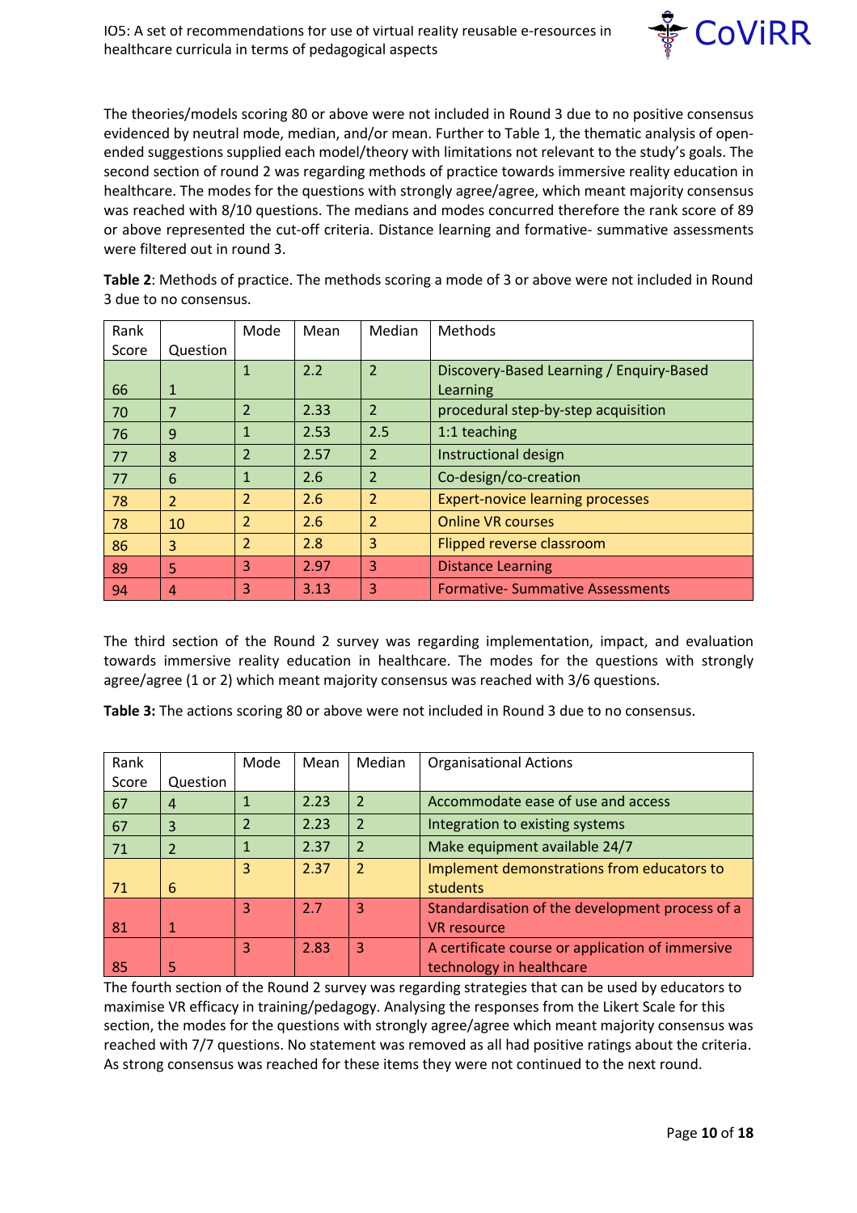The theories/models scoring 80 or above were not included in Round 3 due to no positive consensus evidenced by neutral mode, median, and/or mean. Further to Table 1, the thematic analysis of open-ended suggestions supplied each model/theory with limitations not relevant to the study's goals. The second section of round 2 was regarding methods of practice towards immersive reality education in healthcare. The modes for the questions with strongly agree/agree, which meant majority consensus was reached with 8/10 questions. The medians and modes concurred therefore the rank score of 89 or above represented the cut-off criteria. Distance learning and formative- summative assessments were filtered out in round 3.

**Table 2**: Methods of practice. The methods scoring a mode of 3 or above were not included in Round 3 due to no consensus.

| Rank Score | Question | Mode | Mean | Median | Methods |
|---|---|---|---|---|---|
| 66 | 1 | 1 | 2.2 | 2 | Discovery-Based Learning / Enquiry-Based Learning |
| 70 | 7 | 2 | 2.33 | 2 | procedural step-by-step acquisition |
| 76 | 9 | 1 | 2.53 | 2.5 | 1:1 teaching |
| 77 | 8 | 2 | 2.57 | 2 | Instructional design |
| 77 | 6 | 1 | 2.6 | 2 | Co-design/co-creation |
| 78 | 2 | 2 | 2.6 | 2 | Expert-novice learning processes |
| 78 | 10 | 2 | 2.6 | 2 | Online VR courses |
| 86 | 3 | 2 | 2.8 | 3 | Flipped reverse classroom |
| 89 | 5 | 3 | 2.97 | 3 | Distance Learning |
| 94 | 4 | 3 | 3.13 | 3 | Formative- Summative Assessments |

The third section of the Round 2 survey was regarding implementation, impact, and evaluation towards immersive reality education in healthcare. The modes for the questions with strongly agree/agree (1 or 2) which meant majority consensus was reached with 3/6 questions.

**Table 3:** The actions scoring 80 or above were not included in Round 3 due to no consensus.

| Rank Score | Question | Mode | Mean | Median | Organisational Actions |
|---|---|---|---|---|---|
| 67 | 4 | 1 | 2.23 | 2 | Accommodate ease of use and access |
| 67 | 3 | 2 | 2.23 | 2 | Integration to existing systems |
| 71 | 2 | 1 | 2.37 | 2 | Make equipment available 24/7 |
| 71 | 6 | 3 | 2.37 | 2 | Implement demonstrations from educators to students |
| 81 | 1 | 3 | 2.7 | 3 | Standardisation of the development process of a VR resource |
| 85 | 5 | 3 | 2.83 | 3 | A certificate course or application of immersive technology in healthcare |

The fourth section of the Round 2 survey was regarding strategies that can be used by educators to maximise VR efficacy in training/pedagogy. Analysing the responses from the Likert Scale for this section, the modes for the questions with strongly agree/agree which meant majority consensus was reached with 7/7 questions. No statement was removed as all had positive ratings about the criteria. As strong consensus was reached for these items they were not continued to the next round.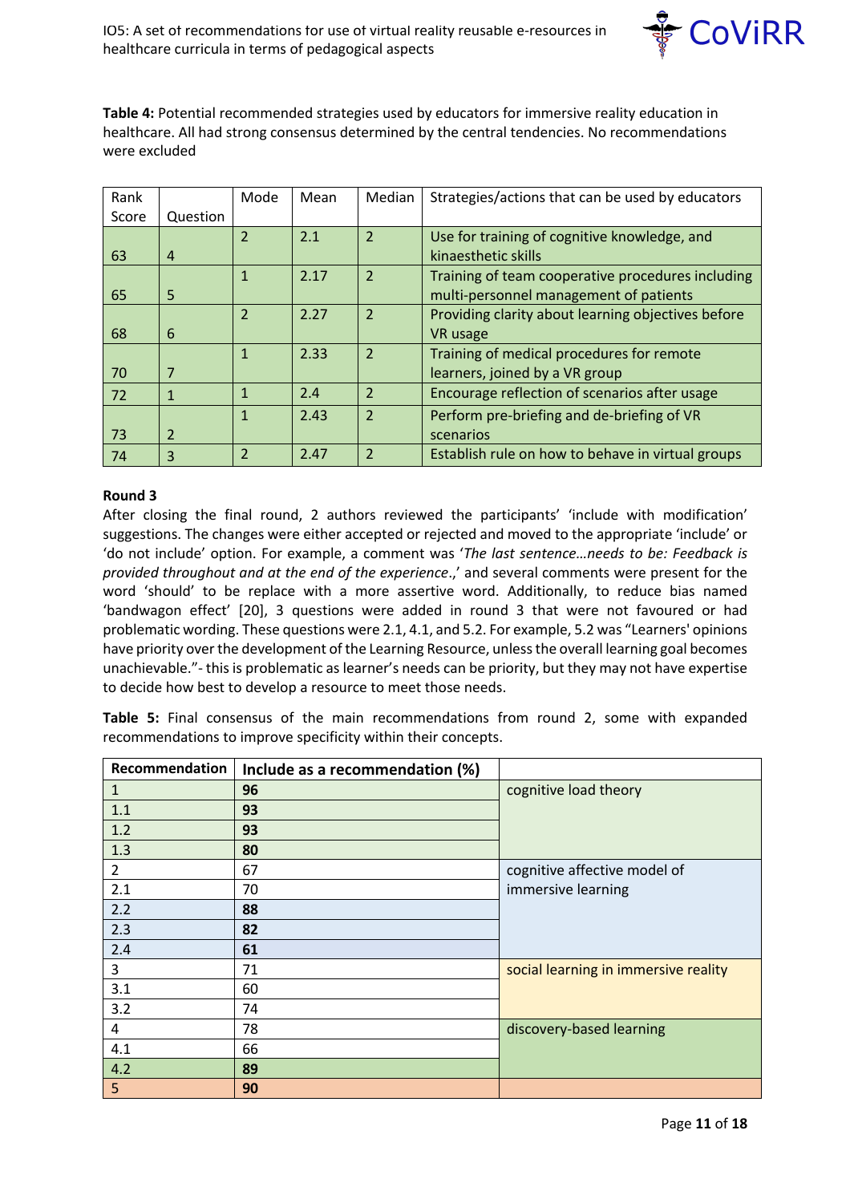**Table 4:** Potential recommended strategies used by educators for immersive reality education in healthcare. All had strong consensus determined by the central tendencies. No recommendations were excluded

| Rank Score | Question | Mode | Mean | Median | Strategies/actions that can be used by educators |
|---|---|---|---|---|---|
| 63 | 4 | 2 | 2.1 | 2 | Use for training of cognitive knowledge, and kinaesthetic skills |
| 65 | 5 | 1 | 2.17 | 2 | Training of team cooperative procedures including multi-personnel management of patients |
| 68 | 6 | 2 | 2.27 | 2 | Providing clarity about learning objectives before VR usage |
| 70 | 7 | 1 | 2.33 | 2 | Training of medical procedures for remote learners, joined by a VR group |
| 72 | 1 | 1 | 2.4 | 2 | Encourage reflection of scenarios after usage |
| 73 | 2 | 1 | 2.43 | 2 | Perform pre-briefing and de-briefing of VR scenarios |
| 74 | 3 | 2 | 2.47 | 2 | Establish rule on how to behave in virtual groups |

**Round 3**

After closing the final round, 2 authors reviewed the participants' 'include with modification' suggestions. The changes were either accepted or rejected and moved to the appropriate 'include' or 'do not include' option. For example, a comment was '*The last sentence…needs to be: Feedback is provided throughout and at the end of the experience*.,' and several comments were present for the word 'should' to be replace with a more assertive word. Additionally, to reduce bias named 'bandwagon effect' [20], 3 questions were added in round 3 that were not favoured or had problematic wording. These questions were 2.1, 4.1, and 5.2. For example, 5.2 was "Learners' opinions have priority over the development of the Learning Resource, unless the overall learning goal becomes unachievable."- this is problematic as learner's needs can be priority, but they may not have expertise to decide how best to develop a resource to meet those needs.

**Table 5:** Final consensus of the main recommendations from round 2, some with expanded recommendations to improve specificity within their concepts.

| Recommendation | Include as a recommendation (%) | |
|---|---|---|
| 1 | **96** | cognitive load theory |
| 1.1 | **93** | |
| 1.2 | **93** | |
| 1.3 | **80** | |
| 2 | 67 | cognitive affective model of immersive learning |
| 2.1 | 70 | |
| 2.2 | **88** | |
| 2.3 | **82** | |
| 2.4 | **61** | |
| 3 | 71 | social learning in immersive reality |
| 3.1 | 60 | |
| 3.2 | 74 | |
| 4 | 78 | discovery-based learning |
| 4.1 | 66 | |
| 4.2 | **89** | |
| 5 | **90** | |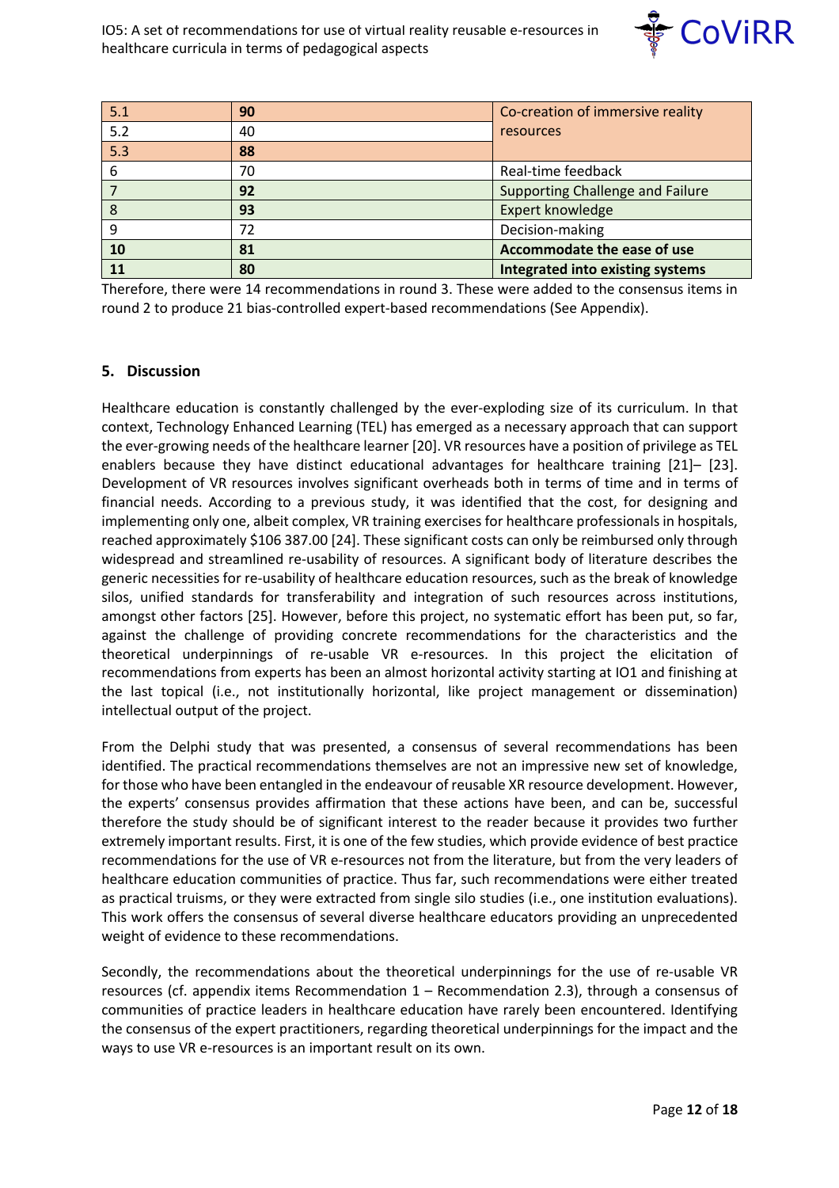| | | |
|---|---|---|
| 5.1 | **90** | Co-creation of immersive reality resources |
| 5.2 | 40 | |
| 5.3 | **88** | |
| 6 | 70 | Real-time feedback |
| 7 | **92** | Supporting Challenge and Failure |
| 8 | **93** | Expert knowledge |
| 9 | 72 | Decision-making |
| **10** | **81** | **Accommodate the ease of use** |
| **11** | **80** | **Integrated into existing systems** |

Therefore, there were 14 recommendations in round 3. These were added to the consensus items in round 2 to produce 21 bias-controlled expert-based recommendations (See Appendix).

## 5. Discussion

Healthcare education is constantly challenged by the ever-exploding size of its curriculum. In that context, Technology Enhanced Learning (TEL) has emerged as a necessary approach that can support the ever-growing needs of the healthcare learner [20]. VR resources have a position of privilege as TEL enablers because they have distinct educational advantages for healthcare training [21]– [23]. Development of VR resources involves significant overheads both in terms of time and in terms of financial needs. According to a previous study, it was identified that the cost, for designing and implementing only one, albeit complex, VR training exercises for healthcare professionals in hospitals, reached approximately $106 387.00 [24]. These significant costs can only be reimbursed only through widespread and streamlined re-usability of resources. A significant body of literature describes the generic necessities for re-usability of healthcare education resources, such as the break of knowledge silos, unified standards for transferability and integration of such resources across institutions, amongst other factors [25]. However, before this project, no systematic effort has been put, so far, against the challenge of providing concrete recommendations for the characteristics and the theoretical underpinnings of re-usable VR e-resources. In this project the elicitation of recommendations from experts has been an almost horizontal activity starting at IO1 and finishing at the last topical (i.e., not institutionally horizontal, like project management or dissemination) intellectual output of the project.

From the Delphi study that was presented, a consensus of several recommendations has been identified. The practical recommendations themselves are not an impressive new set of knowledge, for those who have been entangled in the endeavour of reusable XR resource development. However, the experts' consensus provides affirmation that these actions have been, and can be, successful therefore the study should be of significant interest to the reader because it provides two further extremely important results. First, it is one of the few studies, which provide evidence of best practice recommendations for the use of VR e-resources not from the literature, but from the very leaders of healthcare education communities of practice. Thus far, such recommendations were either treated as practical truisms, or they were extracted from single silo studies (i.e., one institution evaluations). This work offers the consensus of several diverse healthcare educators providing an unprecedented weight of evidence to these recommendations.

Secondly, the recommendations about the theoretical underpinnings for the use of re-usable VR resources (cf. appendix items Recommendation 1 – Recommendation 2.3), through a consensus of communities of practice leaders in healthcare education have rarely been encountered. Identifying the consensus of the expert practitioners, regarding theoretical underpinnings for the impact and the ways to use VR e-resources is an important result on its own.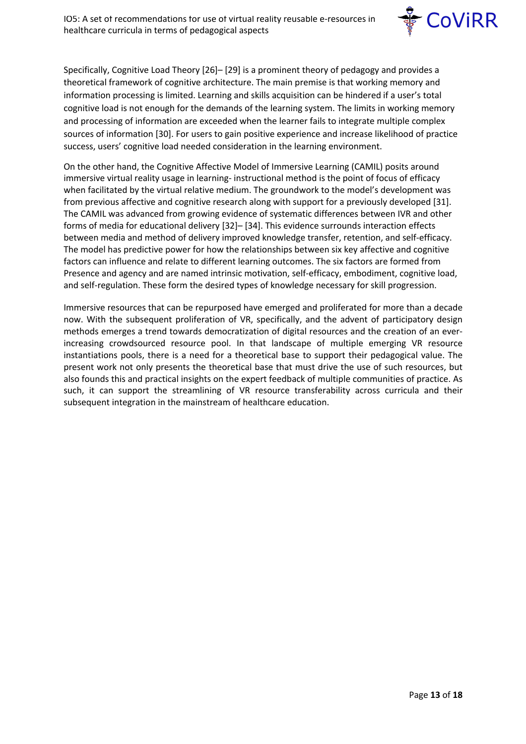Specifically, Cognitive Load Theory [26]– [29] is a prominent theory of pedagogy and provides a theoretical framework of cognitive architecture. The main premise is that working memory and information processing is limited. Learning and skills acquisition can be hindered if a user's total cognitive load is not enough for the demands of the learning system. The limits in working memory and processing of information are exceeded when the learner fails to integrate multiple complex sources of information [30]. For users to gain positive experience and increase likelihood of practice success, users' cognitive load needed consideration in the learning environment.

On the other hand, the Cognitive Affective Model of Immersive Learning (CAMIL) posits around immersive virtual reality usage in learning- instructional method is the point of focus of efficacy when facilitated by the virtual relative medium. The groundwork to the model's development was from previous affective and cognitive research along with support for a previously developed [31]. The CAMIL was advanced from growing evidence of systematic differences between IVR and other forms of media for educational delivery [32]– [34]. This evidence surrounds interaction effects between media and method of delivery improved knowledge transfer, retention, and self-efficacy. The model has predictive power for how the relationships between six key affective and cognitive factors can influence and relate to different learning outcomes. The six factors are formed from Presence and agency and are named intrinsic motivation, self-efficacy, embodiment, cognitive load, and self-regulation. These form the desired types of knowledge necessary for skill progression.

Immersive resources that can be repurposed have emerged and proliferated for more than a decade now. With the subsequent proliferation of VR, specifically, and the advent of participatory design methods emerges a trend towards democratization of digital resources and the creation of an ever-increasing crowdsourced resource pool. In that landscape of multiple emerging VR resource instantiations pools, there is a need for a theoretical base to support their pedagogical value. The present work not only presents the theoretical base that must drive the use of such resources, but also founds this and practical insights on the expert feedback of multiple communities of practice. As such, it can support the streamlining of VR resource transferability across curricula and their subsequent integration in the mainstream of healthcare education.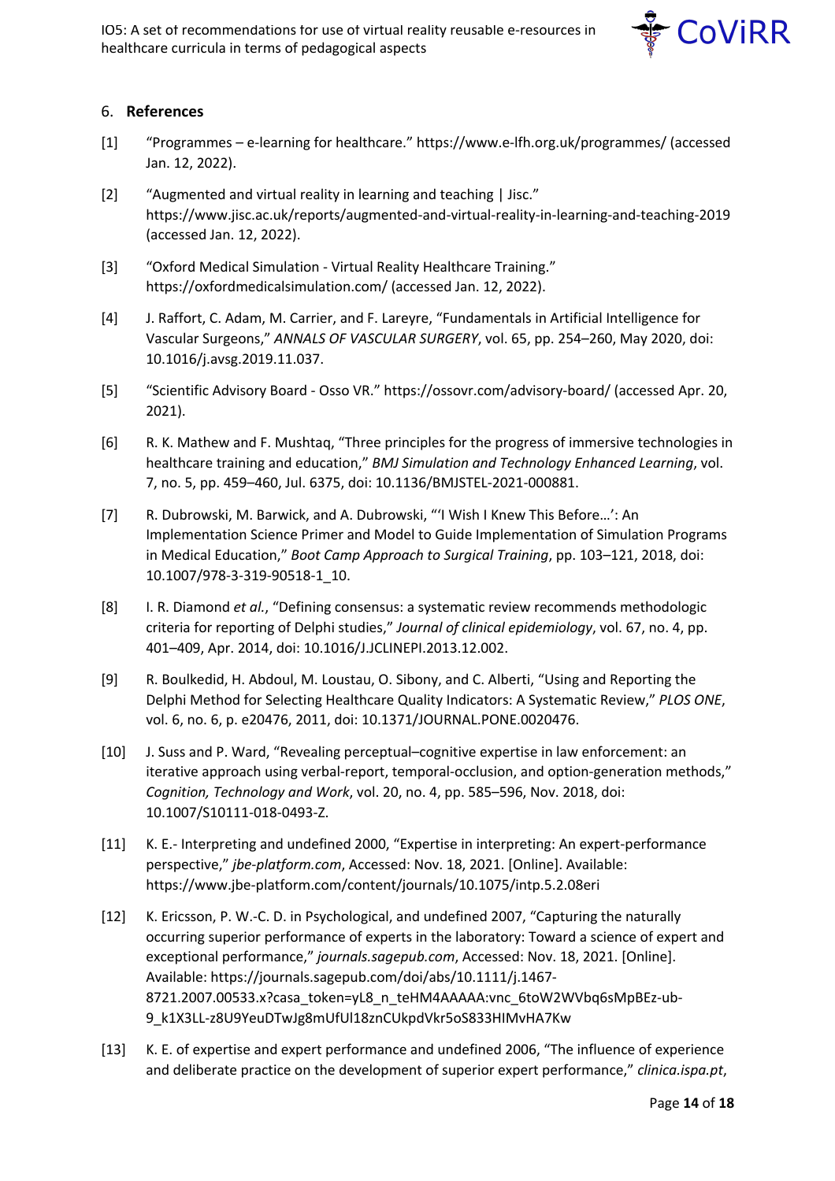## 6. References

[1] "Programmes – e-learning for healthcare." https://www.e-lfh.org.uk/programmes/ (accessed Jan. 12, 2022).

[2] "Augmented and virtual reality in learning and teaching | Jisc." https://www.jisc.ac.uk/reports/augmented-and-virtual-reality-in-learning-and-teaching-2019 (accessed Jan. 12, 2022).

[3] "Oxford Medical Simulation - Virtual Reality Healthcare Training." https://oxfordmedicalsimulation.com/ (accessed Jan. 12, 2022).

[4] J. Raffort, C. Adam, M. Carrier, and F. Lareyre, "Fundamentals in Artificial Intelligence for Vascular Surgeons," *ANNALS OF VASCULAR SURGERY*, vol. 65, pp. 254–260, May 2020, doi: 10.1016/j.avsg.2019.11.037.

[5] "Scientific Advisory Board - Osso VR." https://ossovr.com/advisory-board/ (accessed Apr. 20, 2021).

[6] R. K. Mathew and F. Mushtaq, "Three principles for the progress of immersive technologies in healthcare training and education," *BMJ Simulation and Technology Enhanced Learning*, vol. 7, no. 5, pp. 459–460, Jul. 6375, doi: 10.1136/BMJSTEL-2021-000881.

[7] R. Dubrowski, M. Barwick, and A. Dubrowski, "'I Wish I Knew This Before…': An Implementation Science Primer and Model to Guide Implementation of Simulation Programs in Medical Education," *Boot Camp Approach to Surgical Training*, pp. 103–121, 2018, doi: 10.1007/978-3-319-90518-1_10.

[8] I. R. Diamond *et al.*, "Defining consensus: a systematic review recommends methodologic criteria for reporting of Delphi studies," *Journal of clinical epidemiology*, vol. 67, no. 4, pp. 401–409, Apr. 2014, doi: 10.1016/J.JCLINEPI.2013.12.002.

[9] R. Boulkedid, H. Abdoul, M. Loustau, O. Sibony, and C. Alberti, "Using and Reporting the Delphi Method for Selecting Healthcare Quality Indicators: A Systematic Review," *PLOS ONE*, vol. 6, no. 6, p. e20476, 2011, doi: 10.1371/JOURNAL.PONE.0020476.

[10] J. Suss and P. Ward, "Revealing perceptual–cognitive expertise in law enforcement: an iterative approach using verbal-report, temporal-occlusion, and option-generation methods," *Cognition, Technology and Work*, vol. 20, no. 4, pp. 585–596, Nov. 2018, doi: 10.1007/S10111-018-0493-Z.

[11] K. E.- Interpreting and undefined 2000, "Expertise in interpreting: An expert-performance perspective," *jbe-platform.com*, Accessed: Nov. 18, 2021. [Online]. Available: https://www.jbe-platform.com/content/journals/10.1075/intp.5.2.08eri

[12] K. Ericsson, P. W.-C. D. in Psychological, and undefined 2007, "Capturing the naturally occurring superior performance of experts in the laboratory: Toward a science of expert and exceptional performance," *journals.sagepub.com*, Accessed: Nov. 18, 2021. [Online]. Available: https://journals.sagepub.com/doi/abs/10.1111/j.1467-8721.2007.00533.x?casa_token=yL8_n_teHM4AAAAA:vnc_6toW2WVbq6sMpBEz-ub-9_k1X3LL-z8U9YeuDTwJg8mUfUl18znCUkpdVkr5oS833HIMvHA7Kw

[13] K. E. of expertise and expert performance and undefined 2006, "The influence of experience and deliberate practice on the development of superior expert performance," *clinica.ispa.pt*,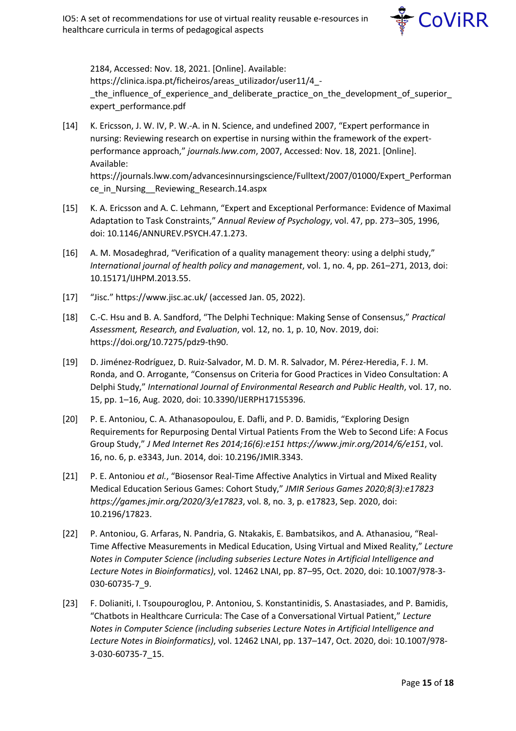2184, Accessed: Nov. 18, 2021. [Online]. Available: https://clinica.ispa.pt/ficheiros/areas_utilizador/user11/4_-_the_influence_of_experience_and_deliberate_practice_on_the_development_of_superior_expert_performance.pdf

[14] K. Ericsson, J. W. IV, P. W.-A. in N. Science, and undefined 2007, “Expert performance in nursing: Reviewing research on expertise in nursing within the framework of the expert-performance approach,” *journals.lww.com*, 2007, Accessed: Nov. 18, 2021. [Online]. Available: https://journals.lww.com/advancesinnursingscience/Fulltext/2007/01000/Expert_Performance_in_Nursing__Reviewing_Research.14.aspx

[15] K. A. Ericsson and A. C. Lehmann, “Expert and Exceptional Performance: Evidence of Maximal Adaptation to Task Constraints,” *Annual Review of Psychology*, vol. 47, pp. 273–305, 1996, doi: 10.1146/ANNUREV.PSYCH.47.1.273.

[16] A. M. Mosadeghrad, “Verification of a quality management theory: using a delphi study,” *International journal of health policy and management*, vol. 1, no. 4, pp. 261–271, 2013, doi: 10.15171/IJHPM.2013.55.

[17] “Jisc.” https://www.jisc.ac.uk/ (accessed Jan. 05, 2022).

[18] C.-C. Hsu and B. A. Sandford, “The Delphi Technique: Making Sense of Consensus,” *Practical Assessment, Research, and Evaluation*, vol. 12, no. 1, p. 10, Nov. 2019, doi: https://doi.org/10.7275/pdz9-th90.

[19] D. Jiménez-Rodríguez, D. Ruiz-Salvador, M. D. M. R. Salvador, M. Pérez-Heredia, F. J. M. Ronda, and O. Arrogante, “Consensus on Criteria for Good Practices in Video Consultation: A Delphi Study,” *International Journal of Environmental Research and Public Health*, vol. 17, no. 15, pp. 1–16, Aug. 2020, doi: 10.3390/IJERPH17155396.

[20] P. E. Antoniou, C. A. Athanasopoulou, E. Dafli, and P. D. Bamidis, “Exploring Design Requirements for Repurposing Dental Virtual Patients From the Web to Second Life: A Focus Group Study,” *J Med Internet Res 2014;16(6):e151 https://www.jmir.org/2014/6/e151*, vol. 16, no. 6, p. e3343, Jun. 2014, doi: 10.2196/JMIR.3343.

[21] P. E. Antoniou *et al.*, “Biosensor Real-Time Affective Analytics in Virtual and Mixed Reality Medical Education Serious Games: Cohort Study,” *JMIR Serious Games 2020;8(3):e17823 https://games.jmir.org/2020/3/e17823*, vol. 8, no. 3, p. e17823, Sep. 2020, doi: 10.2196/17823.

[22] P. Antoniou, G. Arfaras, N. Pandria, G. Ntakakis, E. Bambatsikos, and A. Athanasiou, “Real-Time Affective Measurements in Medical Education, Using Virtual and Mixed Reality,” *Lecture Notes in Computer Science (including subseries Lecture Notes in Artificial Intelligence and Lecture Notes in Bioinformatics)*, vol. 12462 LNAI, pp. 87–95, Oct. 2020, doi: 10.1007/978-3-030-60735-7_9.

[23] F. Dolianiti, I. Tsoupouroglou, P. Antoniou, S. Konstantinidis, S. Anastasiades, and P. Bamidis, “Chatbots in Healthcare Curricula: The Case of a Conversational Virtual Patient,” *Lecture Notes in Computer Science (including subseries Lecture Notes in Artificial Intelligence and Lecture Notes in Bioinformatics)*, vol. 12462 LNAI, pp. 137–147, Oct. 2020, doi: 10.1007/978-3-030-60735-7_15.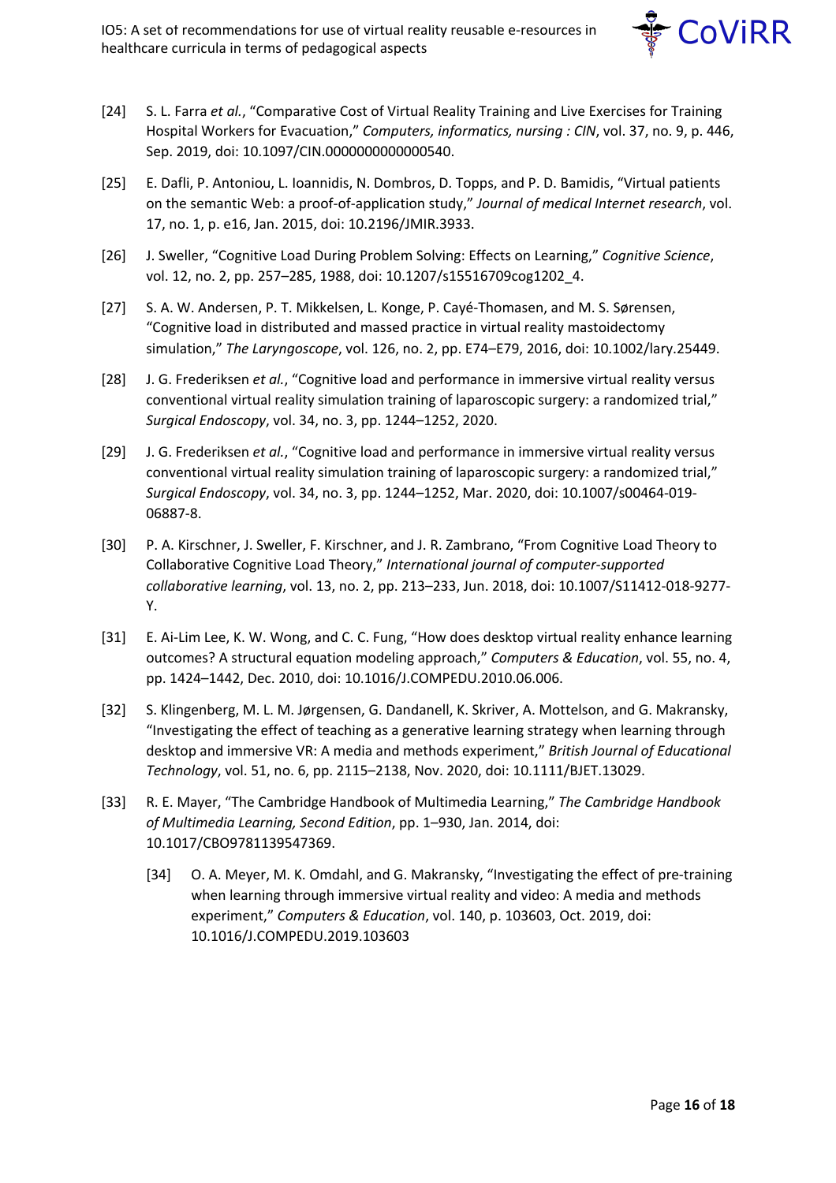[24] S. L. Farra *et al.*, "Comparative Cost of Virtual Reality Training and Live Exercises for Training Hospital Workers for Evacuation," *Computers, informatics, nursing : CIN*, vol. 37, no. 9, p. 446, Sep. 2019, doi: 10.1097/CIN.0000000000000540.

[25] E. Dafli, P. Antoniou, L. Ioannidis, N. Dombros, D. Topps, and P. D. Bamidis, "Virtual patients on the semantic Web: a proof-of-application study," *Journal of medical Internet research*, vol. 17, no. 1, p. e16, Jan. 2015, doi: 10.2196/JMIR.3933.

[26] J. Sweller, "Cognitive Load During Problem Solving: Effects on Learning," *Cognitive Science*, vol. 12, no. 2, pp. 257–285, 1988, doi: 10.1207/s15516709cog1202_4.

[27] S. A. W. Andersen, P. T. Mikkelsen, L. Konge, P. Cayé-Thomasen, and M. S. Sørensen, "Cognitive load in distributed and massed practice in virtual reality mastoidectomy simulation," *The Laryngoscope*, vol. 126, no. 2, pp. E74–E79, 2016, doi: 10.1002/lary.25449.

[28] J. G. Frederiksen *et al.*, "Cognitive load and performance in immersive virtual reality versus conventional virtual reality simulation training of laparoscopic surgery: a randomized trial," *Surgical Endoscopy*, vol. 34, no. 3, pp. 1244–1252, 2020.

[29] J. G. Frederiksen *et al.*, "Cognitive load and performance in immersive virtual reality versus conventional virtual reality simulation training of laparoscopic surgery: a randomized trial," *Surgical Endoscopy*, vol. 34, no. 3, pp. 1244–1252, Mar. 2020, doi: 10.1007/s00464-019-06887-8.

[30] P. A. Kirschner, J. Sweller, F. Kirschner, and J. R. Zambrano, "From Cognitive Load Theory to Collaborative Cognitive Load Theory," *International journal of computer-supported collaborative learning*, vol. 13, no. 2, pp. 213–233, Jun. 2018, doi: 10.1007/S11412-018-9277-Y.

[31] E. Ai-Lim Lee, K. W. Wong, and C. C. Fung, "How does desktop virtual reality enhance learning outcomes? A structural equation modeling approach," *Computers & Education*, vol. 55, no. 4, pp. 1424–1442, Dec. 2010, doi: 10.1016/J.COMPEDU.2010.06.006.

[32] S. Klingenberg, M. L. M. Jørgensen, G. Dandanell, K. Skriver, A. Mottelson, and G. Makransky, "Investigating the effect of teaching as a generative learning strategy when learning through desktop and immersive VR: A media and methods experiment," *British Journal of Educational Technology*, vol. 51, no. 6, pp. 2115–2138, Nov. 2020, doi: 10.1111/BJET.13029.

[33] R. E. Mayer, "The Cambridge Handbook of Multimedia Learning," *The Cambridge Handbook of Multimedia Learning, Second Edition*, pp. 1–930, Jan. 2014, doi: 10.1017/CBO9781139547369.

[34] O. A. Meyer, M. K. Omdahl, and G. Makransky, "Investigating the effect of pre-training when learning through immersive virtual reality and video: A media and methods experiment," *Computers & Education*, vol. 140, p. 103603, Oct. 2019, doi: 10.1016/J.COMPEDU.2019.103603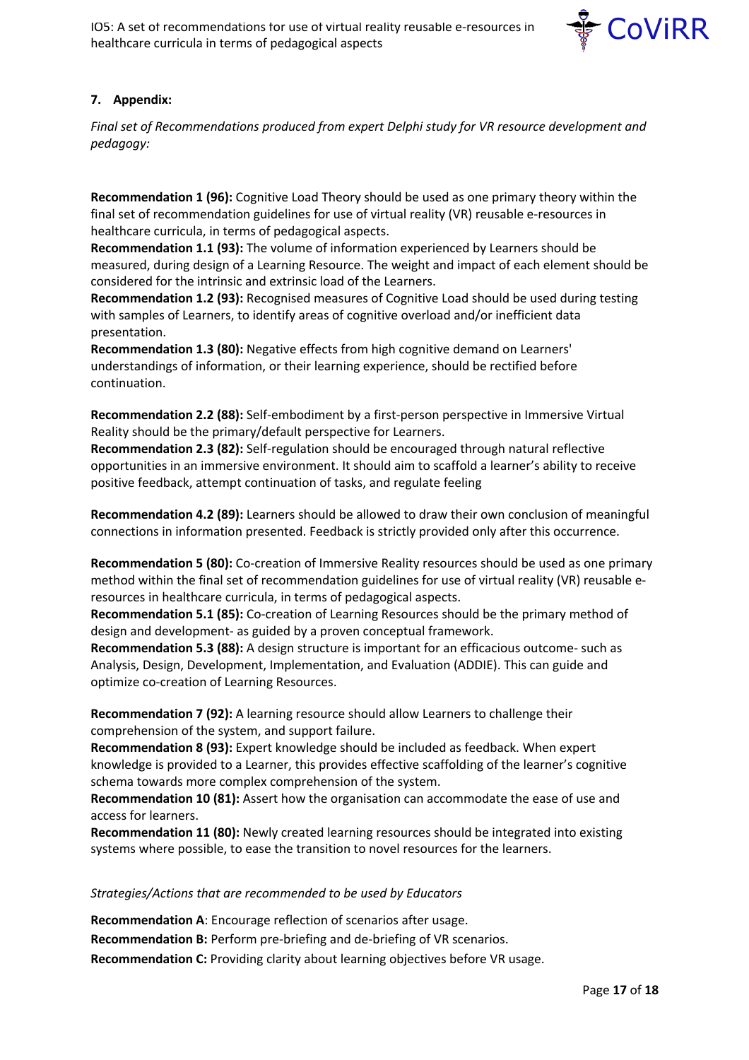## 7. Appendix:

*Final set of Recommendations produced from expert Delphi study for VR resource development and pedagogy:*

**Recommendation 1 (96):** Cognitive Load Theory should be used as one primary theory within the final set of recommendation guidelines for use of virtual reality (VR) reusable e-resources in healthcare curricula, in terms of pedagogical aspects.
**Recommendation 1.1 (93):** The volume of information experienced by Learners should be measured, during design of a Learning Resource. The weight and impact of each element should be considered for the intrinsic and extrinsic load of the Learners.
**Recommendation 1.2 (93):** Recognised measures of Cognitive Load should be used during testing with samples of Learners, to identify areas of cognitive overload and/or inefficient data presentation.
**Recommendation 1.3 (80):** Negative effects from high cognitive demand on Learners' understandings of information, or their learning experience, should be rectified before continuation.

**Recommendation 2.2 (88):** Self-embodiment by a first-person perspective in Immersive Virtual Reality should be the primary/default perspective for Learners.
**Recommendation 2.3 (82):** Self-regulation should be encouraged through natural reflective opportunities in an immersive environment. It should aim to scaffold a learner's ability to receive positive feedback, attempt continuation of tasks, and regulate feeling

**Recommendation 4.2 (89):** Learners should be allowed to draw their own conclusion of meaningful connections in information presented. Feedback is strictly provided only after this occurrence.

**Recommendation 5 (80):** Co-creation of Immersive Reality resources should be used as one primary method within the final set of recommendation guidelines for use of virtual reality (VR) reusable e-resources in healthcare curricula, in terms of pedagogical aspects.
**Recommendation 5.1 (85):** Co-creation of Learning Resources should be the primary method of design and development- as guided by a proven conceptual framework.
**Recommendation 5.3 (88):** A design structure is important for an efficacious outcome- such as Analysis, Design, Development, Implementation, and Evaluation (ADDIE). This can guide and optimize co-creation of Learning Resources.

**Recommendation 7 (92):** A learning resource should allow Learners to challenge their comprehension of the system, and support failure.
**Recommendation 8 (93):** Expert knowledge should be included as feedback. When expert knowledge is provided to a Learner, this provides effective scaffolding of the learner's cognitive schema towards more complex comprehension of the system.
**Recommendation 10 (81):** Assert how the organisation can accommodate the ease of use and access for learners.
**Recommendation 11 (80):** Newly created learning resources should be integrated into existing systems where possible, to ease the transition to novel resources for the learners.

*Strategies/Actions that are recommended to be used by Educators*

**Recommendation A**: Encourage reflection of scenarios after usage.
**Recommendation B:** Perform pre-briefing and de-briefing of VR scenarios.
**Recommendation C:** Providing clarity about learning objectives before VR usage.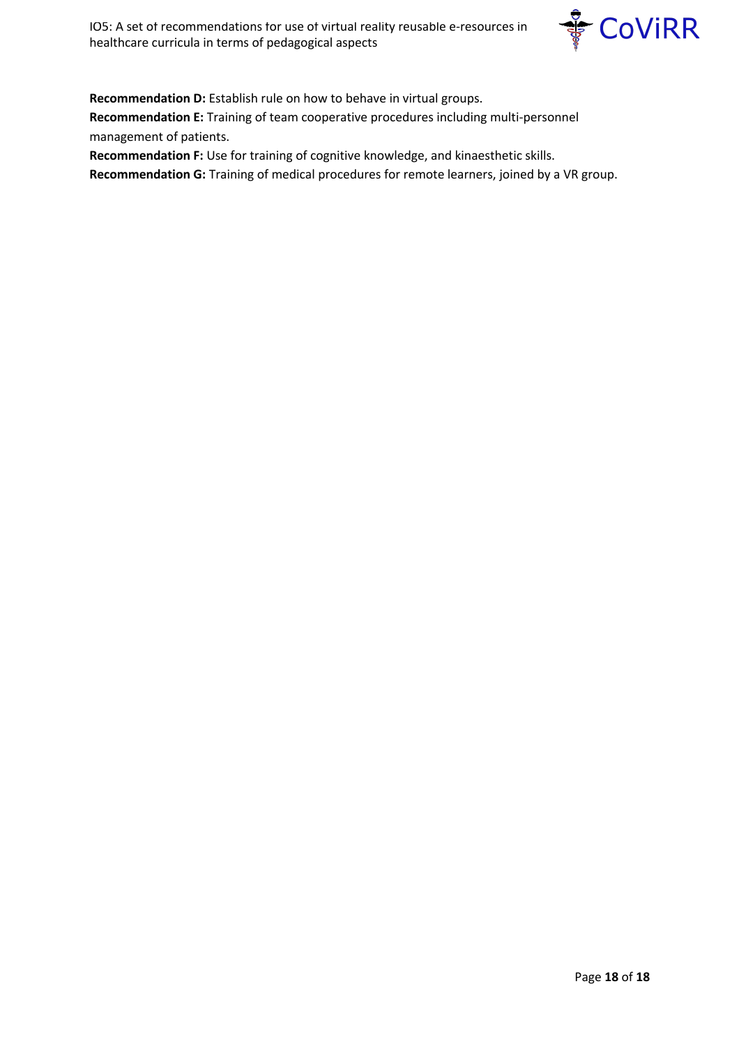**Recommendation D:** Establish rule on how to behave in virtual groups.

**Recommendation E:** Training of team cooperative procedures including multi-personnel management of patients.

**Recommendation F:** Use for training of cognitive knowledge, and kinaesthetic skills.

**Recommendation G:** Training of medical procedures for remote learners, joined by a VR group.